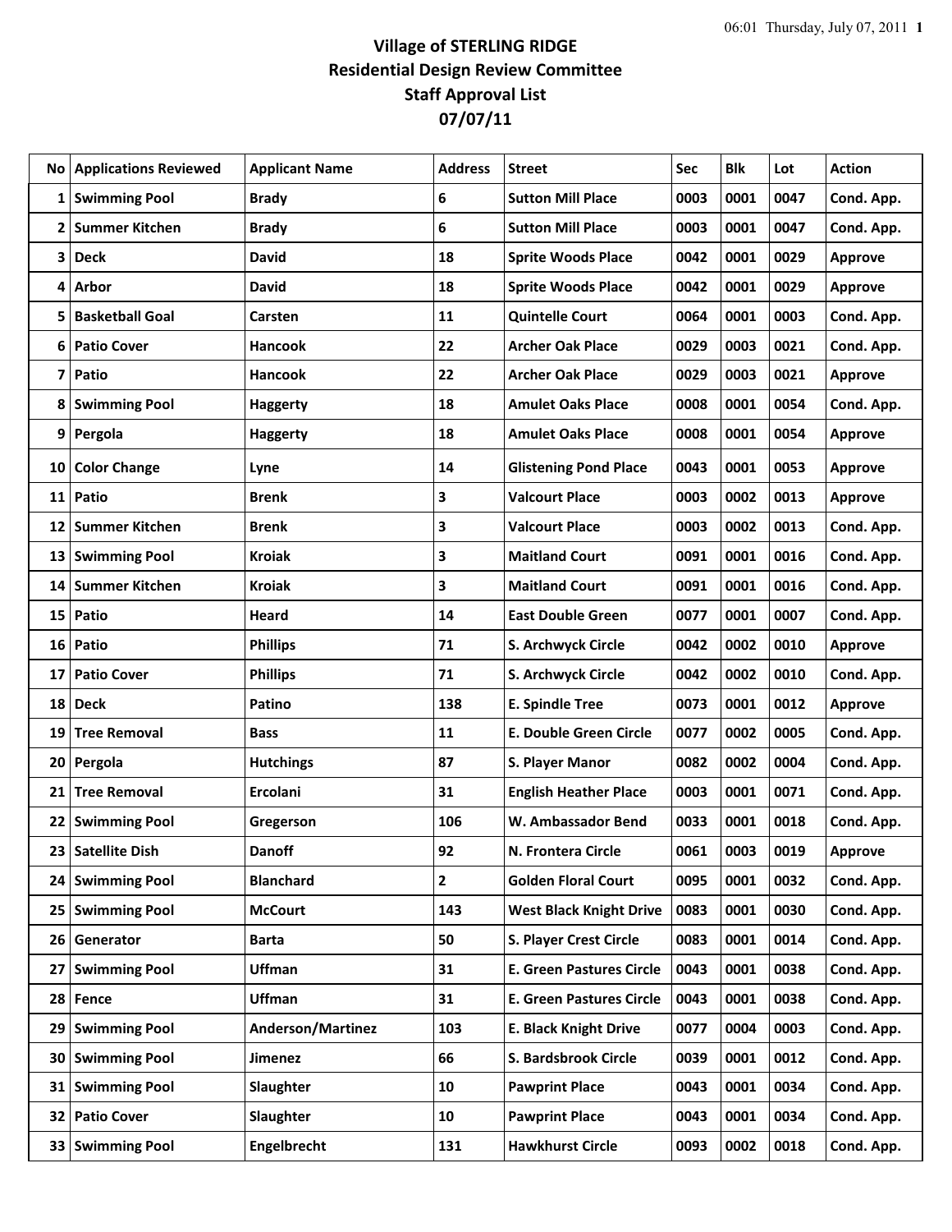# Village of STERLING RIDGE
## Residential Design Review Committee
## Staff Approval List
## 07/07/11

| No | Applications Reviewed | Applicant Name | Address | Street | Sec | Blk | Lot | Action |
|---|---|---|---|---|---|---|---|---|
| 1 | Swimming Pool | Brady | 6 | Sutton Mill Place | 0003 | 0001 | 0047 | Cond. App. |
| 2 | Summer Kitchen | Brady | 6 | Sutton Mill Place | 0003 | 0001 | 0047 | Cond. App. |
| 3 | Deck | David | 18 | Sprite Woods Place | 0042 | 0001 | 0029 | Approve |
| 4 | Arbor | David | 18 | Sprite Woods Place | 0042 | 0001 | 0029 | Approve |
| 5 | Basketball Goal | Carsten | 11 | Quintelle Court | 0064 | 0001 | 0003 | Cond. App. |
| 6 | Patio Cover | Hancook | 22 | Archer Oak Place | 0029 | 0003 | 0021 | Cond. App. |
| 7 | Patio | Hancook | 22 | Archer Oak Place | 0029 | 0003 | 0021 | Approve |
| 8 | Swimming Pool | Haggerty | 18 | Amulet Oaks Place | 0008 | 0001 | 0054 | Cond. App. |
| 9 | Pergola | Haggerty | 18 | Amulet Oaks Place | 0008 | 0001 | 0054 | Approve |
| 10 | Color Change | Lyne | 14 | Glistening Pond Place | 0043 | 0001 | 0053 | Approve |
| 11 | Patio | Brenk | 3 | Valcourt Place | 0003 | 0002 | 0013 | Approve |
| 12 | Summer Kitchen | Brenk | 3 | Valcourt Place | 0003 | 0002 | 0013 | Cond. App. |
| 13 | Swimming Pool | Kroiak | 3 | Maitland Court | 0091 | 0001 | 0016 | Cond. App. |
| 14 | Summer Kitchen | Kroiak | 3 | Maitland Court | 0091 | 0001 | 0016 | Cond. App. |
| 15 | Patio | Heard | 14 | East Double Green | 0077 | 0001 | 0007 | Cond. App. |
| 16 | Patio | Phillips | 71 | S. Archwyck Circle | 0042 | 0002 | 0010 | Approve |
| 17 | Patio Cover | Phillips | 71 | S. Archwyck Circle | 0042 | 0002 | 0010 | Cond. App. |
| 18 | Deck | Patino | 138 | E. Spindle Tree | 0073 | 0001 | 0012 | Approve |
| 19 | Tree Removal | Bass | 11 | E. Double Green Circle | 0077 | 0002 | 0005 | Cond. App. |
| 20 | Pergola | Hutchings | 87 | S. Player Manor | 0082 | 0002 | 0004 | Cond. App. |
| 21 | Tree Removal | Ercolani | 31 | English Heather Place | 0003 | 0001 | 0071 | Cond. App. |
| 22 | Swimming Pool | Gregerson | 106 | W. Ambassador Bend | 0033 | 0001 | 0018 | Cond. App. |
| 23 | Satellite Dish | Danoff | 92 | N. Frontera Circle | 0061 | 0003 | 0019 | Approve |
| 24 | Swimming Pool | Blanchard | 2 | Golden Floral Court | 0095 | 0001 | 0032 | Cond. App. |
| 25 | Swimming Pool | McCourt | 143 | West Black Knight Drive | 0083 | 0001 | 0030 | Cond. App. |
| 26 | Generator | Barta | 50 | S. Player Crest Circle | 0083 | 0001 | 0014 | Cond. App. |
| 27 | Swimming Pool | Uffman | 31 | E. Green Pastures Circle | 0043 | 0001 | 0038 | Cond. App. |
| 28 | Fence | Uffman | 31 | E. Green Pastures Circle | 0043 | 0001 | 0038 | Cond. App. |
| 29 | Swimming Pool | Anderson/Martinez | 103 | E. Black Knight Drive | 0077 | 0004 | 0003 | Cond. App. |
| 30 | Swimming Pool | Jimenez | 66 | S. Bardsbrook Circle | 0039 | 0001 | 0012 | Cond. App. |
| 31 | Swimming Pool | Slaughter | 10 | Pawprint Place | 0043 | 0001 | 0034 | Cond. App. |
| 32 | Patio Cover | Slaughter | 10 | Pawprint Place | 0043 | 0001 | 0034 | Cond. App. |
| 33 | Swimming Pool | Engelbrecht | 131 | Hawkhurst Circle | 0093 | 0002 | 0018 | Cond. App. |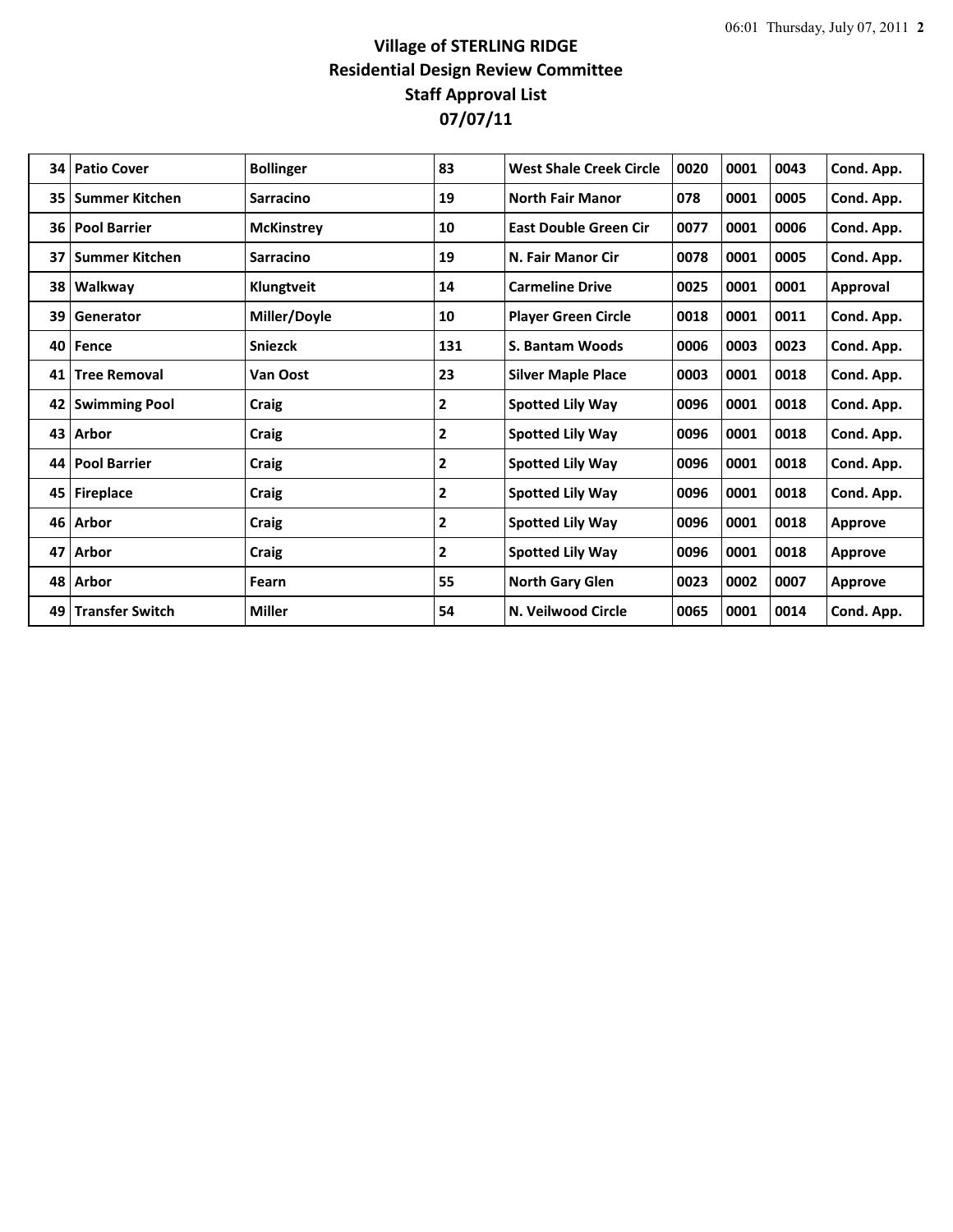**Village of STERLING RIDGE**
**Residential Design Review Committee**
**Staff Approval List**
**07/07/11**

| | | | | | | | | |
|---|---|---|---|---|---|---|---|---|
| 34 | Patio Cover | Bollinger | 83 | West Shale Creek Circle | 0020 | 0001 | 0043 | Cond. App. |
| 35 | Summer Kitchen | Sarracino | 19 | North Fair Manor | 078 | 0001 | 0005 | Cond. App. |
| 36 | Pool Barrier | McKinstrey | 10 | East Double Green Cir | 0077 | 0001 | 0006 | Cond. App. |
| 37 | Summer Kitchen | Sarracino | 19 | N. Fair Manor Cir | 0078 | 0001 | 0005 | Cond. App. |
| 38 | Walkway | Klungtveit | 14 | Carmeline Drive | 0025 | 0001 | 0001 | Approval |
| 39 | Generator | Miller/Doyle | 10 | Player Green Circle | 0018 | 0001 | 0011 | Cond. App. |
| 40 | Fence | Sniezck | 131 | S. Bantam Woods | 0006 | 0003 | 0023 | Cond. App. |
| 41 | Tree Removal | Van Oost | 23 | Silver Maple Place | 0003 | 0001 | 0018 | Cond. App. |
| 42 | Swimming Pool | Craig | 2 | Spotted Lily Way | 0096 | 0001 | 0018 | Cond. App. |
| 43 | Arbor | Craig | 2 | Spotted Lily Way | 0096 | 0001 | 0018 | Cond. App. |
| 44 | Pool Barrier | Craig | 2 | Spotted Lily Way | 0096 | 0001 | 0018 | Cond. App. |
| 45 | Fireplace | Craig | 2 | Spotted Lily Way | 0096 | 0001 | 0018 | Cond. App. |
| 46 | Arbor | Craig | 2 | Spotted Lily Way | 0096 | 0001 | 0018 | Approve |
| 47 | Arbor | Craig | 2 | Spotted Lily Way | 0096 | 0001 | 0018 | Approve |
| 48 | Arbor | Fearn | 55 | North Gary Glen | 0023 | 0002 | 0007 | Approve |
| 49 | Transfer Switch | Miller | 54 | N. Veilwood Circle | 0065 | 0001 | 0014 | Cond. App. |